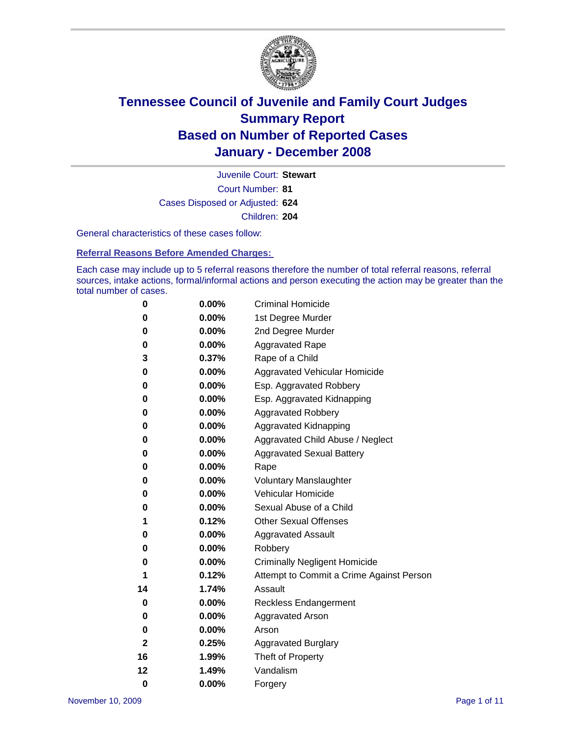# Tennessee Council of Juvenile and Family Court Judges
## Summary Report
## Based on Number of Reported Cases
## January - December 2008

Juvenile Court: **Stewart**
Court Number: **81**
Cases Disposed or Adjusted: **624**
Children: **204**

General characteristics of these cases follow:

**Referral Reasons Before Amended Charges:**

Each case may include up to 5 referral reasons therefore the number of total referral reasons, referral sources, intake actions, formal/informal actions and person executing the action may be greater than the total number of cases.

| | | |
|---|---|---|
| 0 | 0.00% | Criminal Homicide |
| 0 | 0.00% | 1st Degree Murder |
| 0 | 0.00% | 2nd Degree Murder |
| 0 | 0.00% | Aggravated Rape |
| 3 | 0.37% | Rape of a Child |
| 0 | 0.00% | Aggravated Vehicular Homicide |
| 0 | 0.00% | Esp. Aggravated Robbery |
| 0 | 0.00% | Esp. Aggravated Kidnapping |
| 0 | 0.00% | Aggravated Robbery |
| 0 | 0.00% | Aggravated Kidnapping |
| 0 | 0.00% | Aggravated Child Abuse / Neglect |
| 0 | 0.00% | Aggravated Sexual Battery |
| 0 | 0.00% | Rape |
| 0 | 0.00% | Voluntary Manslaughter |
| 0 | 0.00% | Vehicular Homicide |
| 0 | 0.00% | Sexual Abuse of a Child |
| 1 | 0.12% | Other Sexual Offenses |
| 0 | 0.00% | Aggravated Assault |
| 0 | 0.00% | Robbery |
| 0 | 0.00% | Criminally Negligent Homicide |
| 1 | 0.12% | Attempt to Commit a Crime Against Person |
| 14 | 1.74% | Assault |
| 0 | 0.00% | Reckless Endangerment |
| 0 | 0.00% | Aggravated Arson |
| 0 | 0.00% | Arson |
| 2 | 0.25% | Aggravated Burglary |
| 16 | 1.99% | Theft of Property |
| 12 | 1.49% | Vandalism |
| 0 | 0.00% | Forgery |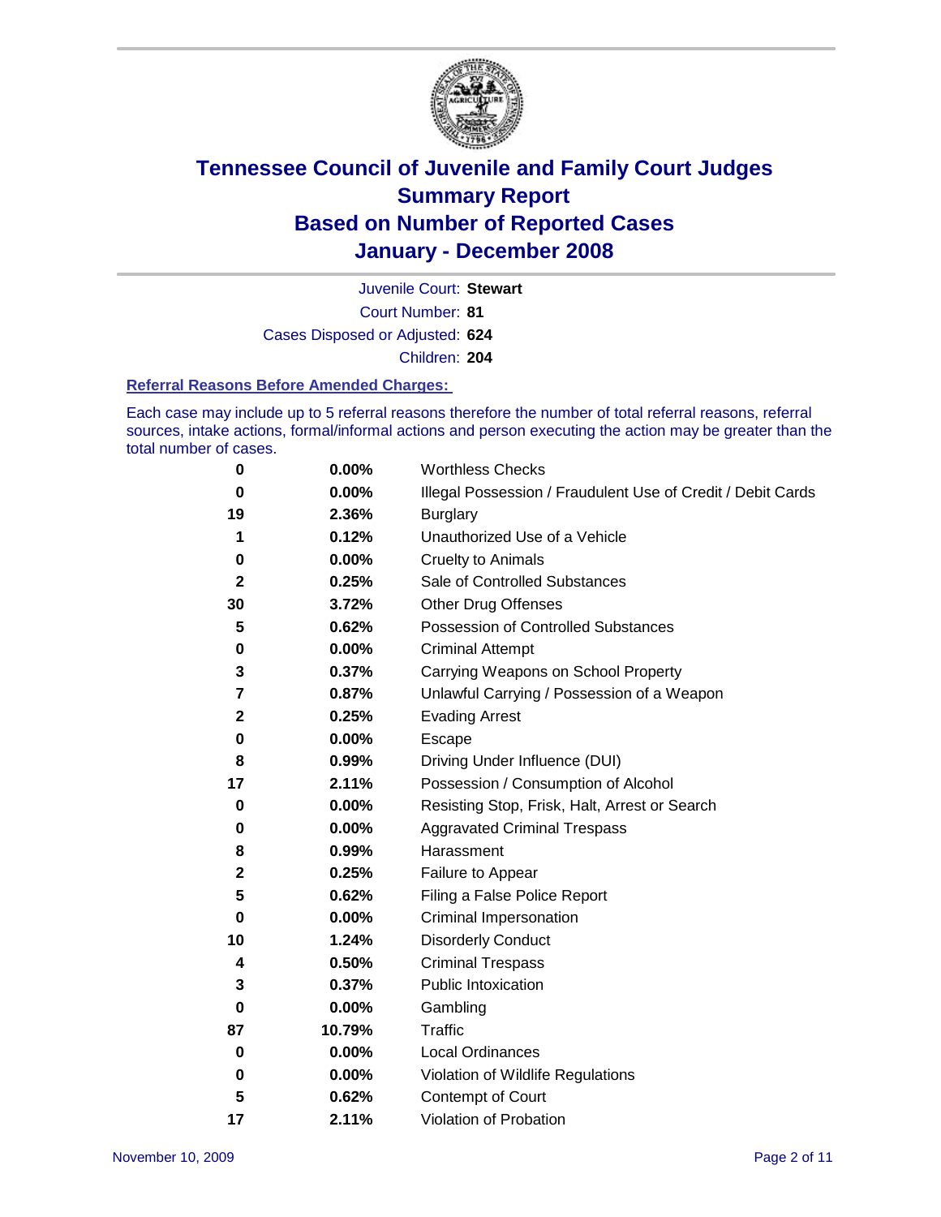# Tennessee Council of Juvenile and Family Court Judges
# Summary Report
# Based on Number of Reported Cases
# January - December 2008

Juvenile Court: **Stewart**

Court Number: **81**

Cases Disposed or Adjusted: **624**

Children: **204**

### Referral Reasons Before Amended Charges:

Each case may include up to 5 referral reasons therefore the number of total referral reasons, referral sources, intake actions, formal/informal actions and person executing the action may be greater than the total number of cases.

| | | |
|---|---|---|
| **0** | **0.00%** | Worthless Checks |
| **0** | **0.00%** | Illegal Possession / Fraudulent Use of Credit / Debit Cards |
| **19** | **2.36%** | Burglary |
| **1** | **0.12%** | Unauthorized Use of a Vehicle |
| **0** | **0.00%** | Cruelty to Animals |
| **2** | **0.25%** | Sale of Controlled Substances |
| **30** | **3.72%** | Other Drug Offenses |
| **5** | **0.62%** | Possession of Controlled Substances |
| **0** | **0.00%** | Criminal Attempt |
| **3** | **0.37%** | Carrying Weapons on School Property |
| **7** | **0.87%** | Unlawful Carrying / Possession of a Weapon |
| **2** | **0.25%** | Evading Arrest |
| **0** | **0.00%** | Escape |
| **8** | **0.99%** | Driving Under Influence (DUI) |
| **17** | **2.11%** | Possession / Consumption of Alcohol |
| **0** | **0.00%** | Resisting Stop, Frisk, Halt, Arrest or Search |
| **0** | **0.00%** | Aggravated Criminal Trespass |
| **8** | **0.99%** | Harassment |
| **2** | **0.25%** | Failure to Appear |
| **5** | **0.62%** | Filing a False Police Report |
| **0** | **0.00%** | Criminal Impersonation |
| **10** | **1.24%** | Disorderly Conduct |
| **4** | **0.50%** | Criminal Trespass |
| **3** | **0.37%** | Public Intoxication |
| **0** | **0.00%** | Gambling |
| **87** | **10.79%** | Traffic |
| **0** | **0.00%** | Local Ordinances |
| **0** | **0.00%** | Violation of Wildlife Regulations |
| **5** | **0.62%** | Contempt of Court |
| **17** | **2.11%** | Violation of Probation |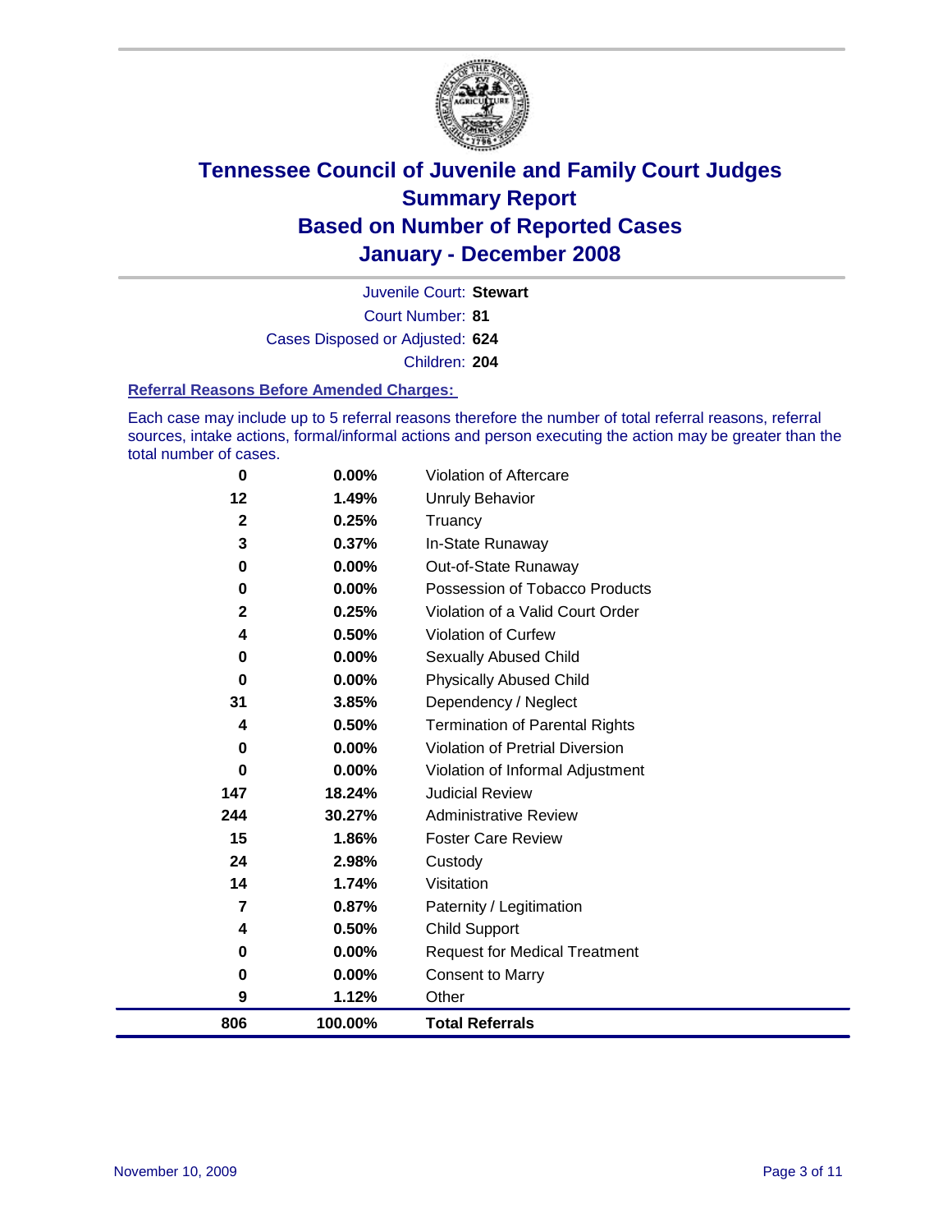# Tennessee Council of Juvenile and Family Court Judges
## Summary Report
## Based on Number of Reported Cases
## January - December 2008

Juvenile Court: **Stewart**

Court Number: **81**

Cases Disposed or Adjusted: **624**

Children: **204**

### Referral Reasons Before Amended Charges:

Each case may include up to 5 referral reasons therefore the number of total referral reasons, referral sources, intake actions, formal/informal actions and person executing the action may be greater than the total number of cases.

| Count | Percent | Referral Reason |
|---|---|---|
| 0 | 0.00% | Violation of Aftercare |
| 12 | 1.49% | Unruly Behavior |
| 2 | 0.25% | Truancy |
| 3 | 0.37% | In-State Runaway |
| 0 | 0.00% | Out-of-State Runaway |
| 0 | 0.00% | Possession of Tobacco Products |
| 2 | 0.25% | Violation of a Valid Court Order |
| 4 | 0.50% | Violation of Curfew |
| 0 | 0.00% | Sexually Abused Child |
| 0 | 0.00% | Physically Abused Child |
| 31 | 3.85% | Dependency / Neglect |
| 4 | 0.50% | Termination of Parental Rights |
| 0 | 0.00% | Violation of Pretrial Diversion |
| 0 | 0.00% | Violation of Informal Adjustment |
| 147 | 18.24% | Judicial Review |
| 244 | 30.27% | Administrative Review |
| 15 | 1.86% | Foster Care Review |
| 24 | 2.98% | Custody |
| 14 | 1.74% | Visitation |
| 7 | 0.87% | Paternity / Legitimation |
| 4 | 0.50% | Child Support |
| 0 | 0.00% | Request for Medical Treatment |
| 0 | 0.00% | Consent to Marry |
| 9 | 1.12% | Other |
| **806** | **100.00%** | **Total Referrals** |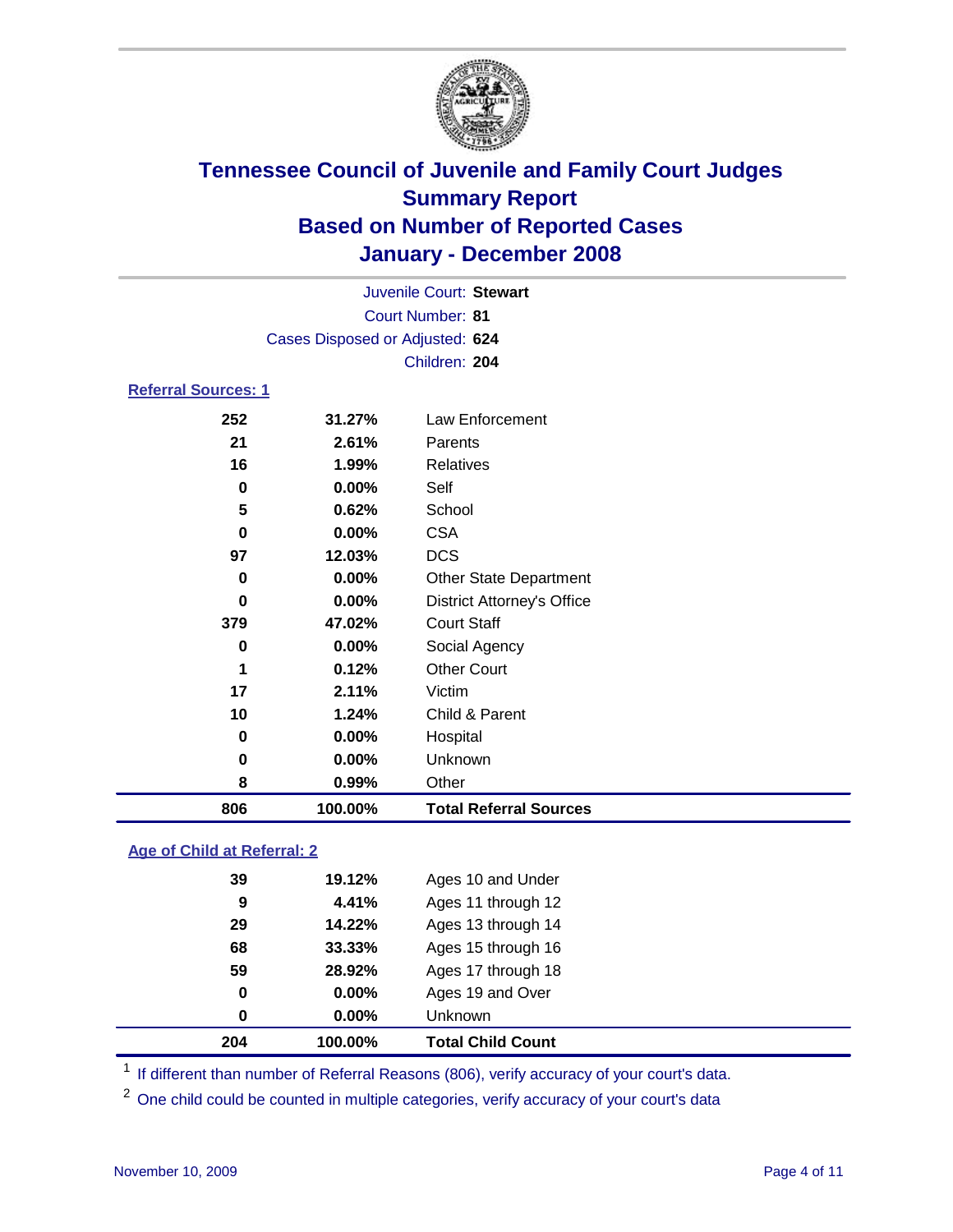# Tennessee Council of Juvenile and Family Court Judges
## Summary Report
## Based on Number of Reported Cases
## January - December 2008

Juvenile Court: **Stewart**
Court Number: **81**
Cases Disposed or Adjusted: **624**
Children: **204**

### Referral Sources: 1

| | | |
|---|---|---|
| 252 | 31.27% | Law Enforcement |
| 21 | 2.61% | Parents |
| 16 | 1.99% | Relatives |
| 0 | 0.00% | Self |
| 5 | 0.62% | School |
| 0 | 0.00% | CSA |
| 97 | 12.03% | DCS |
| 0 | 0.00% | Other State Department |
| 0 | 0.00% | District Attorney's Office |
| 379 | 47.02% | Court Staff |
| 0 | 0.00% | Social Agency |
| 1 | 0.12% | Other Court |
| 17 | 2.11% | Victim |
| 10 | 1.24% | Child & Parent |
| 0 | 0.00% | Hospital |
| 0 | 0.00% | Unknown |
| 8 | 0.99% | Other |
| **806** | **100.00%** | **Total Referral Sources** |

### Age of Child at Referral: 2

| | | |
|---|---|---|
| 39 | 19.12% | Ages 10 and Under |
| 9 | 4.41% | Ages 11 through 12 |
| 29 | 14.22% | Ages 13 through 14 |
| 68 | 33.33% | Ages 15 through 16 |
| 59 | 28.92% | Ages 17 through 18 |
| 0 | 0.00% | Ages 19 and Over |
| 0 | 0.00% | Unknown |
| **204** | **100.00%** | **Total Child Count** |

[1] If different than number of Referral Reasons (806), verify accuracy of your court's data.

[2] One child could be counted in multiple categories, verify accuracy of your court's data

November 10, 2009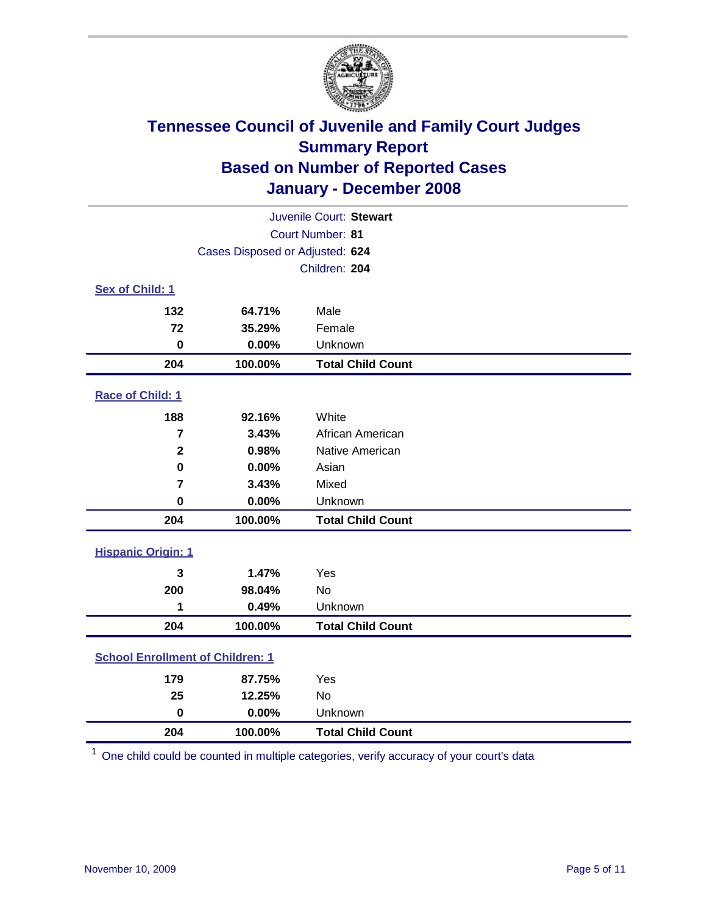# Tennessee Council of Juvenile and Family Court Judges
## Summary Report
## Based on Number of Reported Cases
## January - December 2008

Juvenile Court: **Stewart**
Court Number: **81**
Cases Disposed or Adjusted: **624**
Children: **204**

### Sex of Child: 1

| Count | Percent | Category |
|---|---|---|
| 132 | 64.71% | Male |
| 72 | 35.29% | Female |
| 0 | 0.00% | Unknown |
| **204** | **100.00%** | **Total Child Count** |

### Race of Child: 1

| Count | Percent | Category |
|---|---|---|
| 188 | 92.16% | White |
| 7 | 3.43% | African American |
| 2 | 0.98% | Native American |
| 0 | 0.00% | Asian |
| 7 | 3.43% | Mixed |
| 0 | 0.00% | Unknown |
| **204** | **100.00%** | **Total Child Count** |

### Hispanic Origin: 1

| Count | Percent | Category |
|---|---|---|
| 3 | 1.47% | Yes |
| 200 | 98.04% | No |
| 1 | 0.49% | Unknown |
| **204** | **100.00%** | **Total Child Count** |

### School Enrollment of Children: 1

| Count | Percent | Category |
|---|---|---|
| 179 | 87.75% | Yes |
| 25 | 12.25% | No |
| 0 | 0.00% | Unknown |
| **204** | **100.00%** | **Total Child Count** |

[1] One child could be counted in multiple categories, verify accuracy of your court's data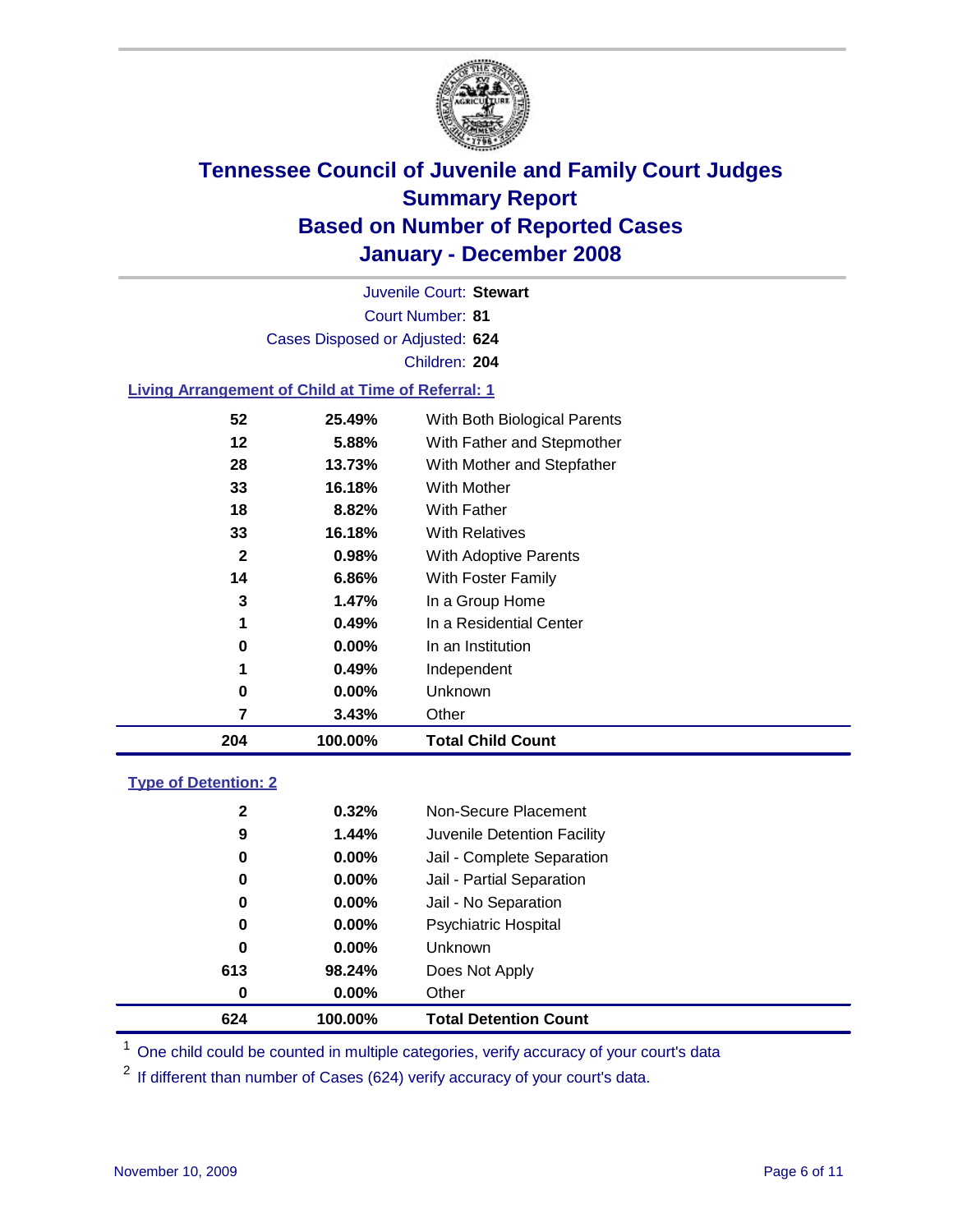# Tennessee Council of Juvenile and Family Court Judges
## Summary Report
## Based on Number of Reported Cases
## January - December 2008

Juvenile Court: **Stewart**

Court Number: **81**

Cases Disposed or Adjusted: **624**

Children: **204**

### Living Arrangement of Child at Time of Referral: 1

| Count | Percent | Category |
|---|---|---|
| 52 | 25.49% | With Both Biological Parents |
| 12 | 5.88% | With Father and Stepmother |
| 28 | 13.73% | With Mother and Stepfather |
| 33 | 16.18% | With Mother |
| 18 | 8.82% | With Father |
| 33 | 16.18% | With Relatives |
| 2 | 0.98% | With Adoptive Parents |
| 14 | 6.86% | With Foster Family |
| 3 | 1.47% | In a Group Home |
| 1 | 0.49% | In a Residential Center |
| 0 | 0.00% | In an Institution |
| 1 | 0.49% | Independent |
| 0 | 0.00% | Unknown |
| 7 | 3.43% | Other |
| **204** | **100.00%** | **Total Child Count** |

### Type of Detention: 2

| Count | Percent | Category |
|---|---|---|
| 2 | 0.32% | Non-Secure Placement |
| 9 | 1.44% | Juvenile Detention Facility |
| 0 | 0.00% | Jail - Complete Separation |
| 0 | 0.00% | Jail - Partial Separation |
| 0 | 0.00% | Jail - No Separation |
| 0 | 0.00% | Psychiatric Hospital |
| 0 | 0.00% | Unknown |
| 613 | 98.24% | Does Not Apply |
| 0 | 0.00% | Other |
| **624** | **100.00%** | **Total Detention Count** |

[1] One child could be counted in multiple categories, verify accuracy of your court's data

[2] If different than number of Cases (624) verify accuracy of your court's data.

November 10, 2009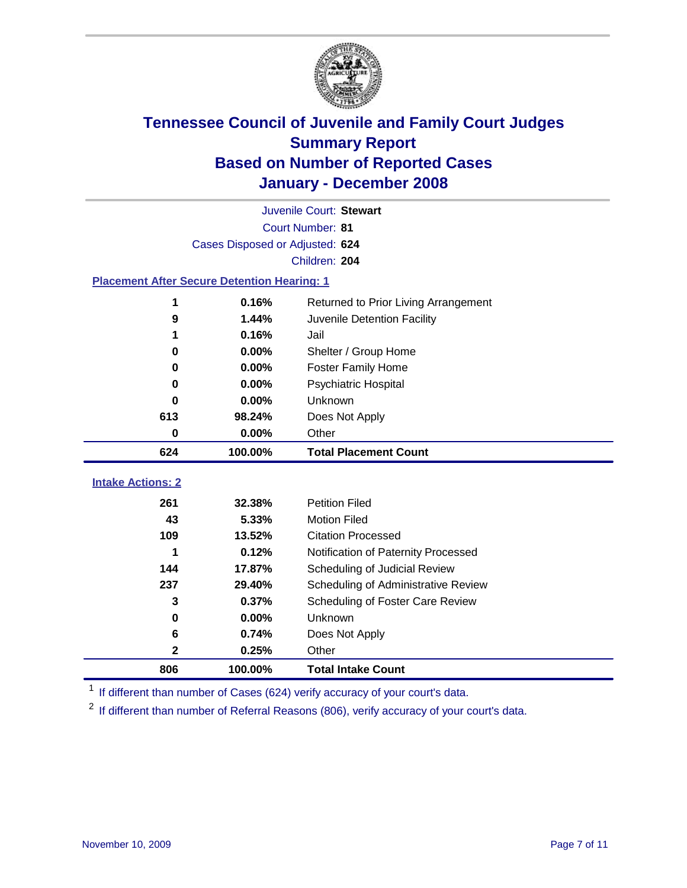# Tennessee Council of Juvenile and Family Court Judges
## Summary Report
## Based on Number of Reported Cases
## January - December 2008

Juvenile Court: **Stewart**

Court Number: **81**

Cases Disposed or Adjusted: **624**

Children: **204**

### Placement After Secure Detention Hearing: 1

| Count | Percent | Placement |
|---|---|---|
| 1 | 0.16% | Returned to Prior Living Arrangement |
| 9 | 1.44% | Juvenile Detention Facility |
| 1 | 0.16% | Jail |
| 0 | 0.00% | Shelter / Group Home |
| 0 | 0.00% | Foster Family Home |
| 0 | 0.00% | Psychiatric Hospital |
| 0 | 0.00% | Unknown |
| 613 | 98.24% | Does Not Apply |
| 0 | 0.00% | Other |
| **624** | **100.00%** | **Total Placement Count** |

### Intake Actions: 2

| Count | Percent | Intake Action |
|---|---|---|
| 261 | 32.38% | Petition Filed |
| 43 | 5.33% | Motion Filed |
| 109 | 13.52% | Citation Processed |
| 1 | 0.12% | Notification of Paternity Processed |
| 144 | 17.87% | Scheduling of Judicial Review |
| 237 | 29.40% | Scheduling of Administrative Review |
| 3 | 0.37% | Scheduling of Foster Care Review |
| 0 | 0.00% | Unknown |
| 6 | 0.74% | Does Not Apply |
| 2 | 0.25% | Other |
| **806** | **100.00%** | **Total Intake Count** |

[1] If different than number of Cases (624) verify accuracy of your court's data.

[2] If different than number of Referral Reasons (806), verify accuracy of your court's data.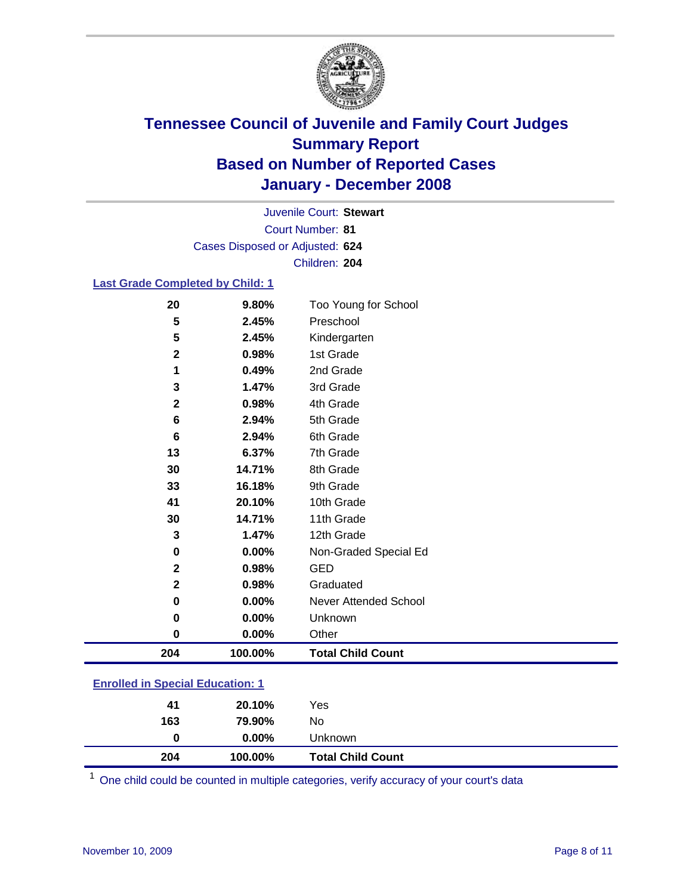# Tennessee Council of Juvenile and Family Court Judges
## Summary Report
## Based on Number of Reported Cases
## January - December 2008

Juvenile Court: **Stewart**
Court Number: **81**
Cases Disposed or Adjusted: **624**
Children: **204**

### Last Grade Completed by Child: 1

| Count | Percent | Category |
|---|---|---|
| 20 | 9.80% | Too Young for School |
| 5 | 2.45% | Preschool |
| 5 | 2.45% | Kindergarten |
| 2 | 0.98% | 1st Grade |
| 1 | 0.49% | 2nd Grade |
| 3 | 1.47% | 3rd Grade |
| 2 | 0.98% | 4th Grade |
| 6 | 2.94% | 5th Grade |
| 6 | 2.94% | 6th Grade |
| 13 | 6.37% | 7th Grade |
| 30 | 14.71% | 8th Grade |
| 33 | 16.18% | 9th Grade |
| 41 | 20.10% | 10th Grade |
| 30 | 14.71% | 11th Grade |
| 3 | 1.47% | 12th Grade |
| 0 | 0.00% | Non-Graded Special Ed |
| 2 | 0.98% | GED |
| 2 | 0.98% | Graduated |
| 0 | 0.00% | Never Attended School |
| 0 | 0.00% | Unknown |
| 0 | 0.00% | Other |
| **204** | **100.00%** | **Total Child Count** |

### Enrolled in Special Education: 1

| Count | Percent | Category |
|---|---|---|
| 41 | 20.10% | Yes |
| 163 | 79.90% | No |
| 0 | 0.00% | Unknown |
| **204** | **100.00%** | **Total Child Count** |

[1] One child could be counted in multiple categories, verify accuracy of your court's data

November 10, 2009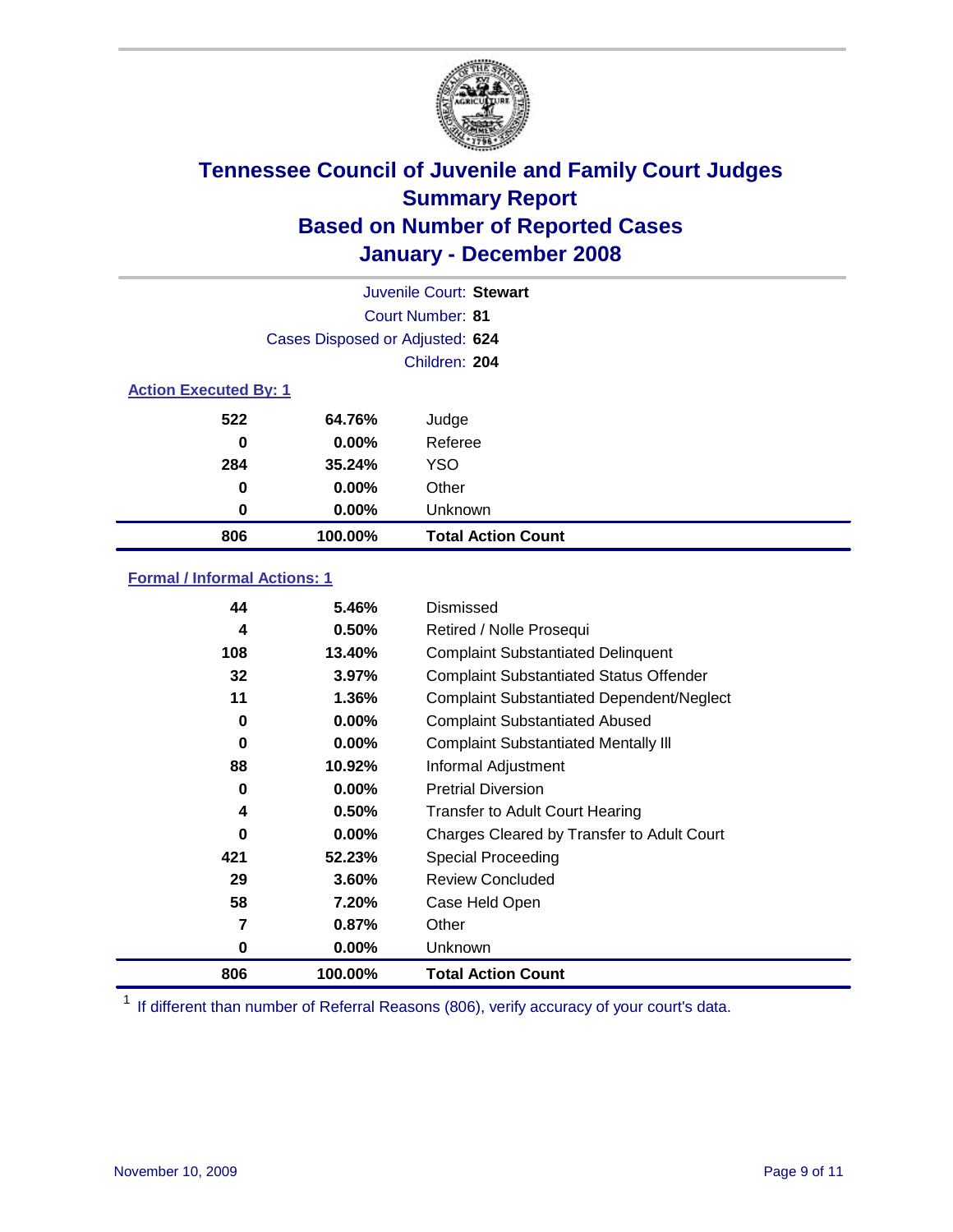# Tennessee Council of Juvenile and Family Court Judges
## Summary Report
## Based on Number of Reported Cases
## January - December 2008

Juvenile Court: **Stewart**
Court Number: **81**
Cases Disposed or Adjusted: **624**
Children: **204**

### Action Executed By: 1

| | | |
|---|---|---|
| 522 | 64.76% | Judge |
| 0 | 0.00% | Referee |
| 284 | 35.24% | YSO |
| 0 | 0.00% | Other |
| 0 | 0.00% | Unknown |
| **806** | **100.00%** | **Total Action Count** |

### Formal / Informal Actions: 1

| | | |
|---|---|---|
| 44 | 5.46% | Dismissed |
| 4 | 0.50% | Retired / Nolle Prosequi |
| 108 | 13.40% | Complaint Substantiated Delinquent |
| 32 | 3.97% | Complaint Substantiated Status Offender |
| 11 | 1.36% | Complaint Substantiated Dependent/Neglect |
| 0 | 0.00% | Complaint Substantiated Abused |
| 0 | 0.00% | Complaint Substantiated Mentally Ill |
| 88 | 10.92% | Informal Adjustment |
| 0 | 0.00% | Pretrial Diversion |
| 4 | 0.50% | Transfer to Adult Court Hearing |
| 0 | 0.00% | Charges Cleared by Transfer to Adult Court |
| 421 | 52.23% | Special Proceeding |
| 29 | 3.60% | Review Concluded |
| 58 | 7.20% | Case Held Open |
| 7 | 0.87% | Other |
| 0 | 0.00% | Unknown |
| **806** | **100.00%** | **Total Action Count** |

[1] If different than number of Referral Reasons (806), verify accuracy of your court's data.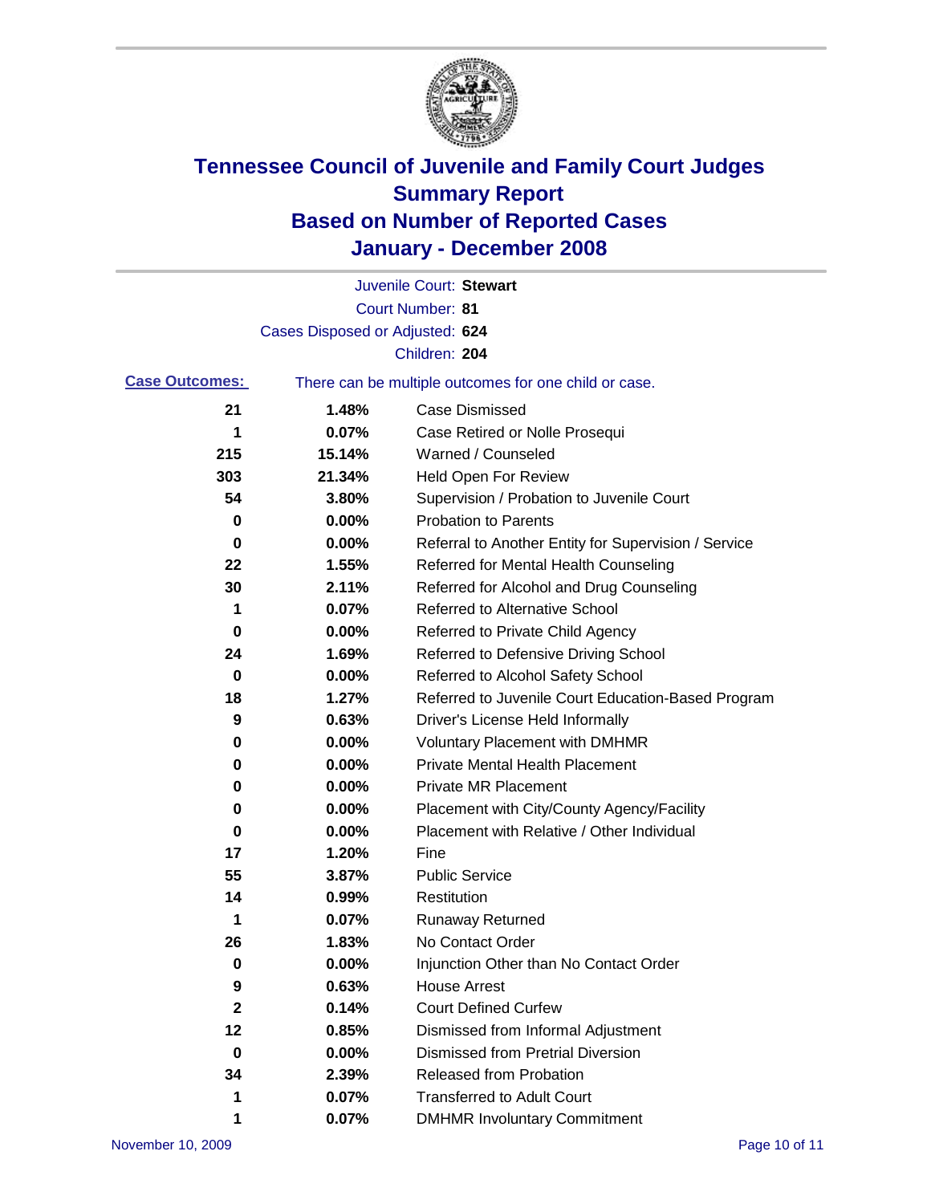# Tennessee Council of Juvenile and Family Court Judges
## Summary Report
## Based on Number of Reported Cases
## January - December 2008

Juvenile Court: **Stewart**

Court Number: **81**

Cases Disposed or Adjusted: **624**

Children: **204**

**Case Outcomes:** There can be multiple outcomes for one child or case.

| Count | Percent | Outcome |
|---|---|---|
| 21 | 1.48% | Case Dismissed |
| 1 | 0.07% | Case Retired or Nolle Prosequi |
| 215 | 15.14% | Warned / Counseled |
| 303 | 21.34% | Held Open For Review |
| 54 | 3.80% | Supervision / Probation to Juvenile Court |
| 0 | 0.00% | Probation to Parents |
| 0 | 0.00% | Referral to Another Entity for Supervision / Service |
| 22 | 1.55% | Referred for Mental Health Counseling |
| 30 | 2.11% | Referred for Alcohol and Drug Counseling |
| 1 | 0.07% | Referred to Alternative School |
| 0 | 0.00% | Referred to Private Child Agency |
| 24 | 1.69% | Referred to Defensive Driving School |
| 0 | 0.00% | Referred to Alcohol Safety School |
| 18 | 1.27% | Referred to Juvenile Court Education-Based Program |
| 9 | 0.63% | Driver's License Held Informally |
| 0 | 0.00% | Voluntary Placement with DMHMR |
| 0 | 0.00% | Private Mental Health Placement |
| 0 | 0.00% | Private MR Placement |
| 0 | 0.00% | Placement with City/County Agency/Facility |
| 0 | 0.00% | Placement with Relative / Other Individual |
| 17 | 1.20% | Fine |
| 55 | 3.87% | Public Service |
| 14 | 0.99% | Restitution |
| 1 | 0.07% | Runaway Returned |
| 26 | 1.83% | No Contact Order |
| 0 | 0.00% | Injunction Other than No Contact Order |
| 9 | 0.63% | House Arrest |
| 2 | 0.14% | Court Defined Curfew |
| 12 | 0.85% | Dismissed from Informal Adjustment |
| 0 | 0.00% | Dismissed from Pretrial Diversion |
| 34 | 2.39% | Released from Probation |
| 1 | 0.07% | Transferred to Adult Court |
| 1 | 0.07% | DMHMR Involuntary Commitment |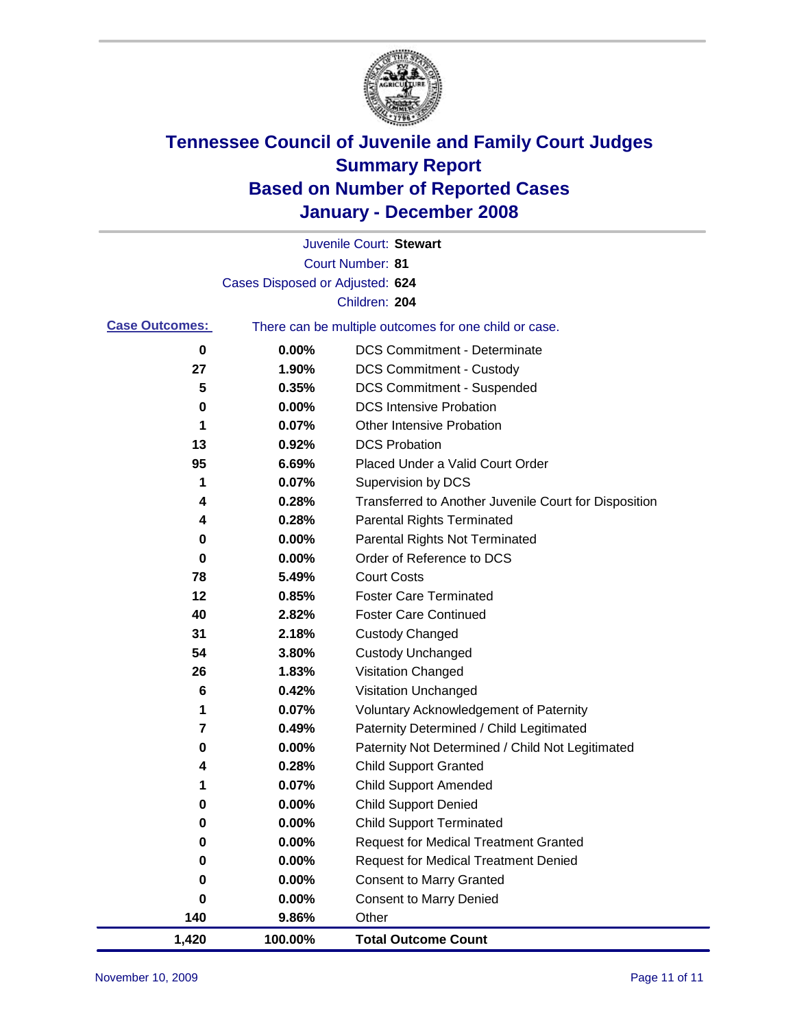# Tennessee Council of Juvenile and Family Court Judges
# Summary Report
# Based on Number of Reported Cases
# January - December 2008

Juvenile Court: **Stewart**

Court Number: **81**

Cases Disposed or Adjusted: **624**

Children: **204**

**Case Outcomes:** There can be multiple outcomes for one child or case.

| | | |
|---|---|---|
| 0 | 0.00% | DCS Commitment - Determinate |
| 27 | 1.90% | DCS Commitment - Custody |
| 5 | 0.35% | DCS Commitment - Suspended |
| 0 | 0.00% | DCS Intensive Probation |
| 1 | 0.07% | Other Intensive Probation |
| 13 | 0.92% | DCS Probation |
| 95 | 6.69% | Placed Under a Valid Court Order |
| 1 | 0.07% | Supervision by DCS |
| 4 | 0.28% | Transferred to Another Juvenile Court for Disposition |
| 4 | 0.28% | Parental Rights Terminated |
| 0 | 0.00% | Parental Rights Not Terminated |
| 0 | 0.00% | Order of Reference to DCS |
| 78 | 5.49% | Court Costs |
| 12 | 0.85% | Foster Care Terminated |
| 40 | 2.82% | Foster Care Continued |
| 31 | 2.18% | Custody Changed |
| 54 | 3.80% | Custody Unchanged |
| 26 | 1.83% | Visitation Changed |
| 6 | 0.42% | Visitation Unchanged |
| 1 | 0.07% | Voluntary Acknowledgement of Paternity |
| 7 | 0.49% | Paternity Determined / Child Legitimated |
| 0 | 0.00% | Paternity Not Determined / Child Not Legitimated |
| 4 | 0.28% | Child Support Granted |
| 1 | 0.07% | Child Support Amended |
| 0 | 0.00% | Child Support Denied |
| 0 | 0.00% | Child Support Terminated |
| 0 | 0.00% | Request for Medical Treatment Granted |
| 0 | 0.00% | Request for Medical Treatment Denied |
| 0 | 0.00% | Consent to Marry Granted |
| 0 | 0.00% | Consent to Marry Denied |
| 140 | 9.86% | Other |
| **1,420** | **100.00%** | **Total Outcome Count** |